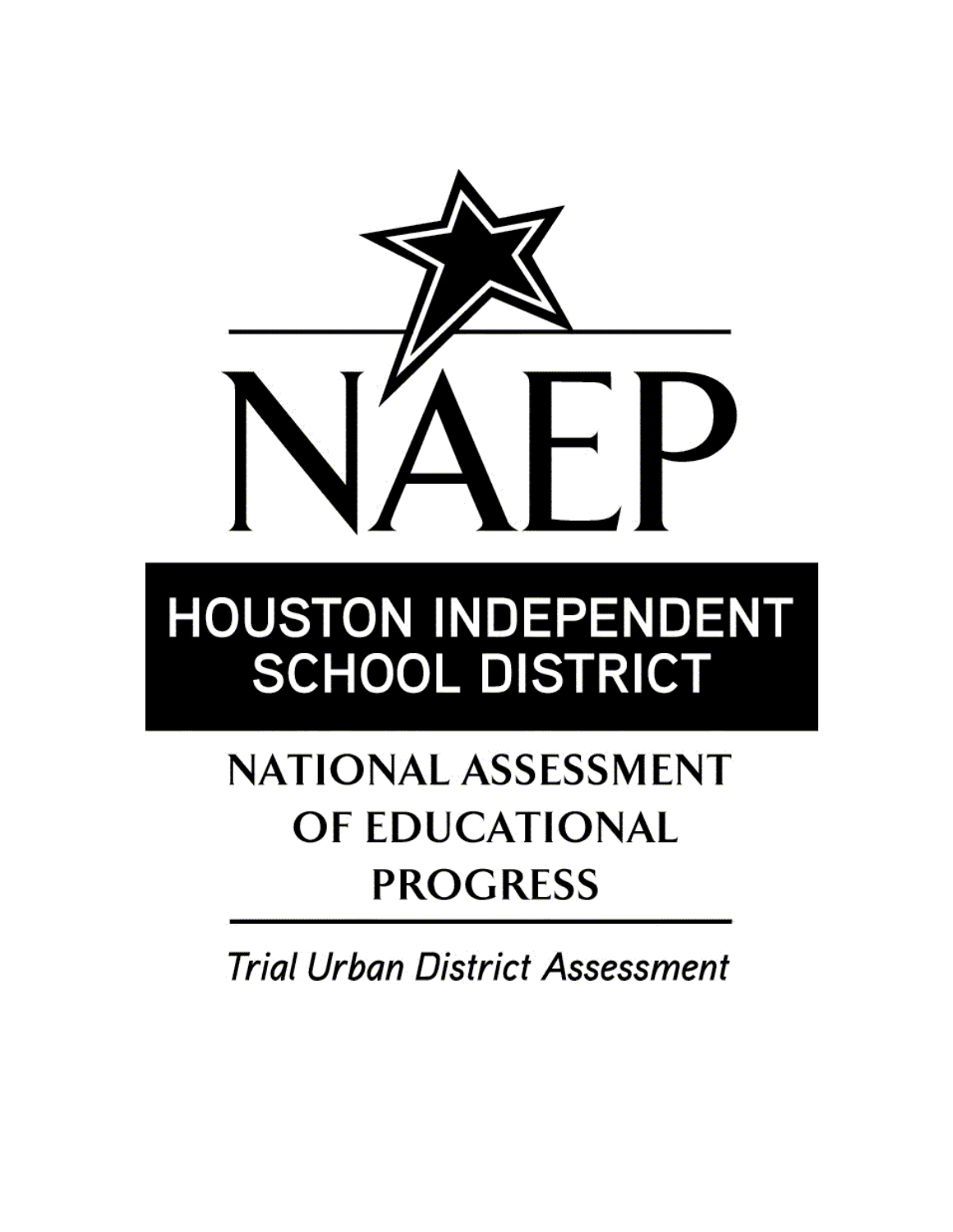# NAEP

## HOUSTON INDEPENDENT SCHOOL DISTRICT

### NATIONAL ASSESSMENT OF EDUCATIONAL PROGRESS

*Trial Urban District Assessment*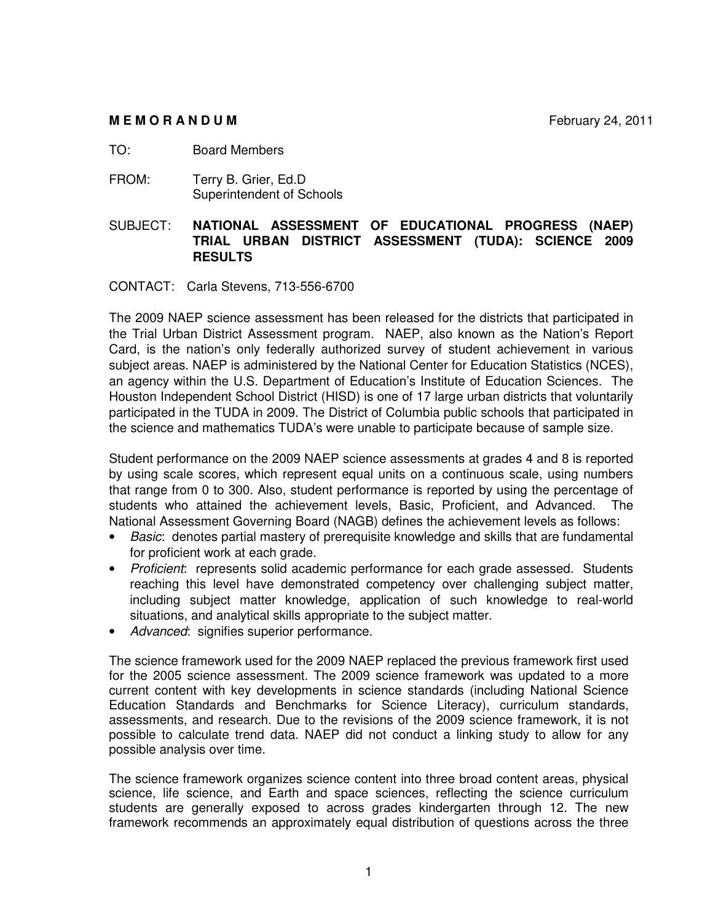**M E M O R A N D U M** February 24, 2011

TO: Board Members

FROM: Terry B. Grier, Ed.D
Superintendent of Schools

SUBJECT: **NATIONAL ASSESSMENT OF EDUCATIONAL PROGRESS (NAEP) TRIAL URBAN DISTRICT ASSESSMENT (TUDA): SCIENCE 2009 RESULTS**

CONTACT: Carla Stevens, 713-556-6700

The 2009 NAEP science assessment has been released for the districts that participated in the Trial Urban District Assessment program. NAEP, also known as the Nation's Report Card, is the nation's only federally authorized survey of student achievement in various subject areas. NAEP is administered by the National Center for Education Statistics (NCES), an agency within the U.S. Department of Education's Institute of Education Sciences. The Houston Independent School District (HISD) is one of 17 large urban districts that voluntarily participated in the TUDA in 2009. The District of Columbia public schools that participated in the science and mathematics TUDA's were unable to participate because of sample size.

Student performance on the 2009 NAEP science assessments at grades 4 and 8 is reported by using scale scores, which represent equal units on a continuous scale, using numbers that range from 0 to 300. Also, student performance is reported by using the percentage of students who attained the achievement levels, Basic, Proficient, and Advanced. The National Assessment Governing Board (NAGB) defines the achievement levels as follows:

- *Basic*: denotes partial mastery of prerequisite knowledge and skills that are fundamental for proficient work at each grade.
- *Proficient*: represents solid academic performance for each grade assessed. Students reaching this level have demonstrated competency over challenging subject matter, including subject matter knowledge, application of such knowledge to real-world situations, and analytical skills appropriate to the subject matter.
- *Advanced*: signifies superior performance.

The science framework used for the 2009 NAEP replaced the previous framework first used for the 2005 science assessment. The 2009 science framework was updated to a more current content with key developments in science standards (including National Science Education Standards and Benchmarks for Science Literacy), curriculum standards, assessments, and research. Due to the revisions of the 2009 science framework, it is not possible to calculate trend data. NAEP did not conduct a linking study to allow for any possible analysis over time.

The science framework organizes science content into three broad content areas, physical science, life science, and Earth and space sciences, reflecting the science curriculum students are generally exposed to across grades kindergarten through 12. The new framework recommends an approximately equal distribution of questions across the three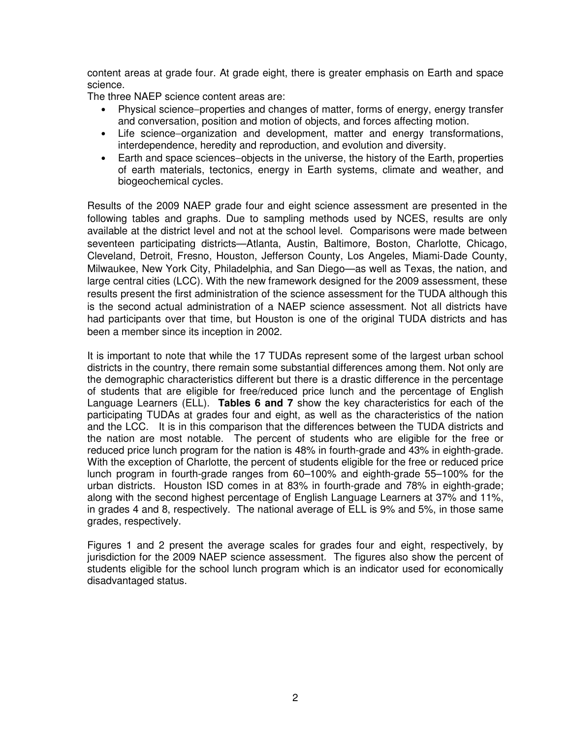content areas at grade four. At grade eight, there is greater emphasis on Earth and space science.

The three NAEP science content areas are:

- Physical science−properties and changes of matter, forms of energy, energy transfer and conversation, position and motion of objects, and forces affecting motion.
- Life science−organization and development, matter and energy transformations, interdependence, heredity and reproduction, and evolution and diversity.
- Earth and space sciences−objects in the universe, the history of the Earth, properties of earth materials, tectonics, energy in Earth systems, climate and weather, and biogeochemical cycles.

Results of the 2009 NAEP grade four and eight science assessment are presented in the following tables and graphs. Due to sampling methods used by NCES, results are only available at the district level and not at the school level. Comparisons were made between seventeen participating districts—Atlanta, Austin, Baltimore, Boston, Charlotte, Chicago, Cleveland, Detroit, Fresno, Houston, Jefferson County, Los Angeles, Miami-Dade County, Milwaukee, New York City, Philadelphia, and San Diego—as well as Texas, the nation, and large central cities (LCC). With the new framework designed for the 2009 assessment, these results present the first administration of the science assessment for the TUDA although this is the second actual administration of a NAEP science assessment. Not all districts have had participants over that time, but Houston is one of the original TUDA districts and has been a member since its inception in 2002.

It is important to note that while the 17 TUDAs represent some of the largest urban school districts in the country, there remain some substantial differences among them. Not only are the demographic characteristics different but there is a drastic difference in the percentage of students that are eligible for free/reduced price lunch and the percentage of English Language Learners (ELL). **Tables 6 and 7** show the key characteristics for each of the participating TUDAs at grades four and eight, as well as the characteristics of the nation and the LCC. It is in this comparison that the differences between the TUDA districts and the nation are most notable. The percent of students who are eligible for the free or reduced price lunch program for the nation is 48% in fourth-grade and 43% in eighth-grade. With the exception of Charlotte, the percent of students eligible for the free or reduced price lunch program in fourth-grade ranges from 60–100% and eighth-grade 55–100% for the urban districts. Houston ISD comes in at 83% in fourth-grade and 78% in eighth-grade; along with the second highest percentage of English Language Learners at 37% and 11%, in grades 4 and 8, respectively. The national average of ELL is 9% and 5%, in those same grades, respectively.

Figures 1 and 2 present the average scales for grades four and eight, respectively, by jurisdiction for the 2009 NAEP science assessment. The figures also show the percent of students eligible for the school lunch program which is an indicator used for economically disadvantaged status.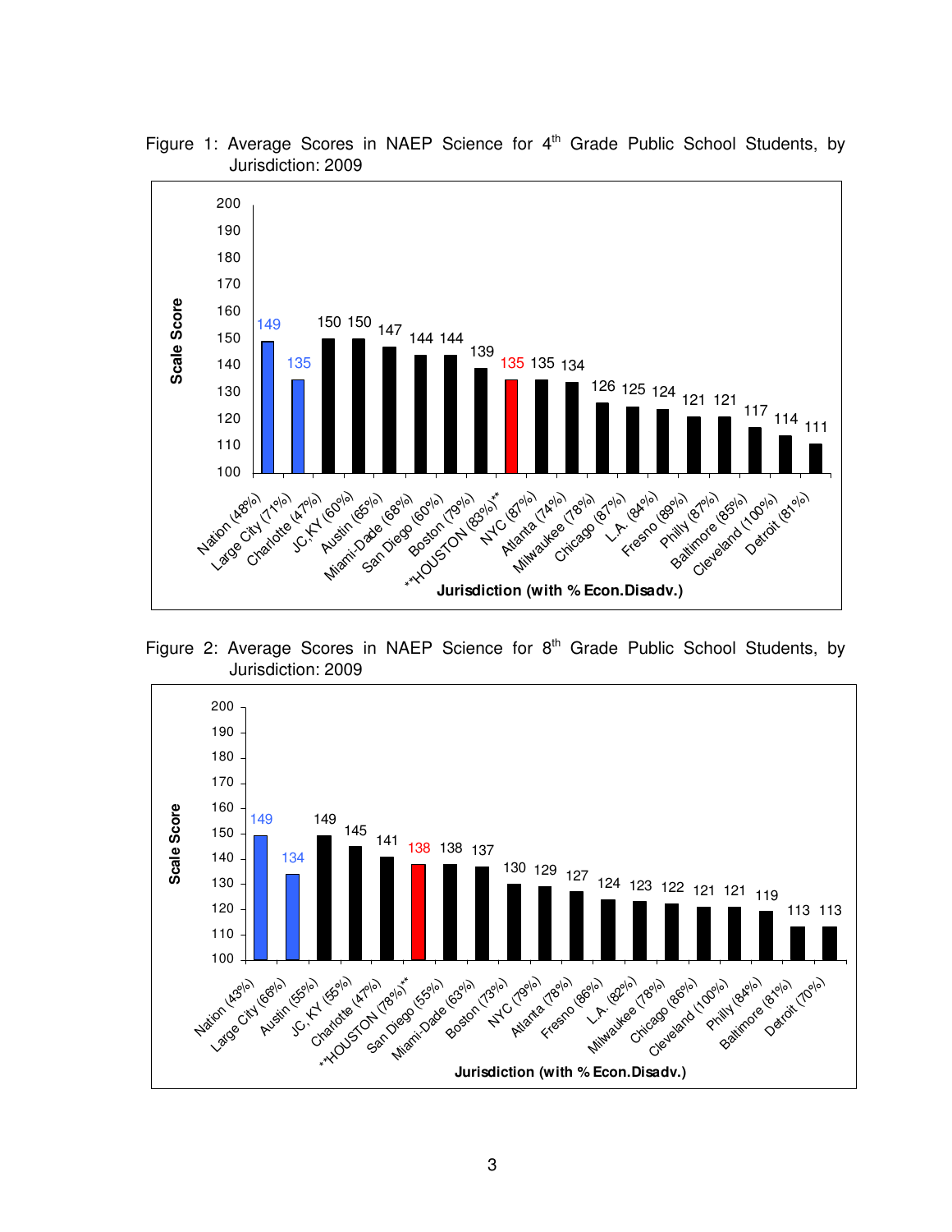Figure 1: Average Scores in NAEP Science for 4th Grade Public School Students, by Jurisdiction: 2009

| Jurisdiction (with % Econ.Disadv.) | Scale Score |
|---|---|
| Nation (48%) | 149 |
| Large City (71%) | 135 |
| Charlotte (47%) | 150 |
| JC,KY (60%) | 150 |
| Austin (65%) | 147 |
| Miami-Dade (68%) | 144 |
| San Diego (60%) | 144 |
| Boston (79%) | 139 |
| **HOUSTON (83%)** | 135 |
| NYC (87%) | 135 |
| Atlanta (74%) | 134 |
| Milwaukee (78%) | 126 |
| Chicago (87%) | 125 |
| L.A. (84%) | 124 |
| Fresno (89%) | 121 |
| Philly (87%) | 121 |
| Baltimore (85%) | 117 |
| Cleveland (100%) | 114 |
| Detroit (81%) | 111 |

Figure 2: Average Scores in NAEP Science for 8th Grade Public School Students, by Jurisdiction: 2009

| Jurisdiction (with % Econ.Disadv.) | Scale Score |
|---|---|
| Nation (43%) | 149 |
| Large City (66%) | 134 |
| Austin (55%) | 149 |
| JC, KY (55%) | 145 |
| Charlotte (47%) | 141 |
| **HOUSTON (78%)** | 138 |
| San Diego (55%) | 138 |
| Miami-Dade (63%) | 137 |
| Boston (73%) | 130 |
| NYC (79%) | 129 |
| Atlanta (78%) | 127 |
| Fresno (86%) | 124 |
| L.A. (82%) | 123 |
| Milwaukee (78%) | 122 |
| Chicago (86%) | 121 |
| Cleveland (100%) | 121 |
| Philly (84%) | 119 |
| Baltimore (81%) | 113 |
| Detroit (70%) | 113 |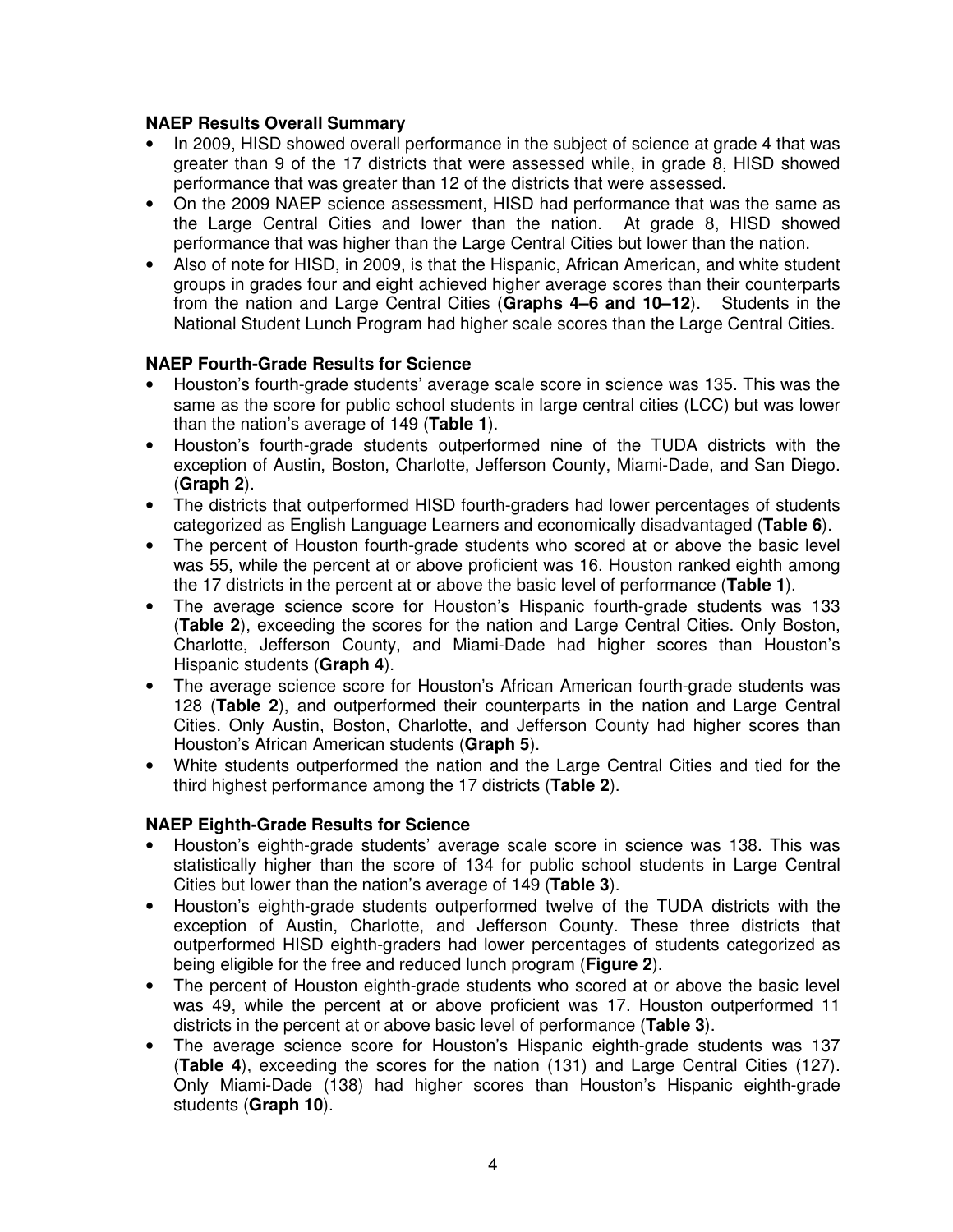**NAEP Results Overall Summary**

- In 2009, HISD showed overall performance in the subject of science at grade 4 that was greater than 9 of the 17 districts that were assessed while, in grade 8, HISD showed performance that was greater than 12 of the districts that were assessed.
- On the 2009 NAEP science assessment, HISD had performance that was the same as the Large Central Cities and lower than the nation. At grade 8, HISD showed performance that was higher than the Large Central Cities but lower than the nation.
- Also of note for HISD, in 2009, is that the Hispanic, African American, and white student groups in grades four and eight achieved higher average scores than their counterparts from the nation and Large Central Cities (**Graphs 4–6 and 10–12**). Students in the National Student Lunch Program had higher scale scores than the Large Central Cities.

**NAEP Fourth-Grade Results for Science**

- Houston's fourth-grade students' average scale score in science was 135. This was the same as the score for public school students in large central cities (LCC) but was lower than the nation's average of 149 (**Table 1**).
- Houston's fourth-grade students outperformed nine of the TUDA districts with the exception of Austin, Boston, Charlotte, Jefferson County, Miami-Dade, and San Diego. (**Graph 2**).
- The districts that outperformed HISD fourth-graders had lower percentages of students categorized as English Language Learners and economically disadvantaged (**Table 6**).
- The percent of Houston fourth-grade students who scored at or above the basic level was 55, while the percent at or above proficient was 16. Houston ranked eighth among the 17 districts in the percent at or above the basic level of performance (**Table 1**).
- The average science score for Houston's Hispanic fourth-grade students was 133 (**Table 2**), exceeding the scores for the nation and Large Central Cities. Only Boston, Charlotte, Jefferson County, and Miami-Dade had higher scores than Houston's Hispanic students (**Graph 4**).
- The average science score for Houston's African American fourth-grade students was 128 (**Table 2**), and outperformed their counterparts in the nation and Large Central Cities. Only Austin, Boston, Charlotte, and Jefferson County had higher scores than Houston's African American students (**Graph 5**).
- White students outperformed the nation and the Large Central Cities and tied for the third highest performance among the 17 districts (**Table 2**).

**NAEP Eighth-Grade Results for Science**

- Houston's eighth-grade students' average scale score in science was 138. This was statistically higher than the score of 134 for public school students in Large Central Cities but lower than the nation's average of 149 (**Table 3**).
- Houston's eighth-grade students outperformed twelve of the TUDA districts with the exception of Austin, Charlotte, and Jefferson County. These three districts that outperformed HISD eighth-graders had lower percentages of students categorized as being eligible for the free and reduced lunch program (**Figure 2**).
- The percent of Houston eighth-grade students who scored at or above the basic level was 49, while the percent at or above proficient was 17. Houston outperformed 11 districts in the percent at or above basic level of performance (**Table 3**).
- The average science score for Houston's Hispanic eighth-grade students was 137 (**Table 4**), exceeding the scores for the nation (131) and Large Central Cities (127). Only Miami-Dade (138) had higher scores than Houston's Hispanic eighth-grade students (**Graph 10**).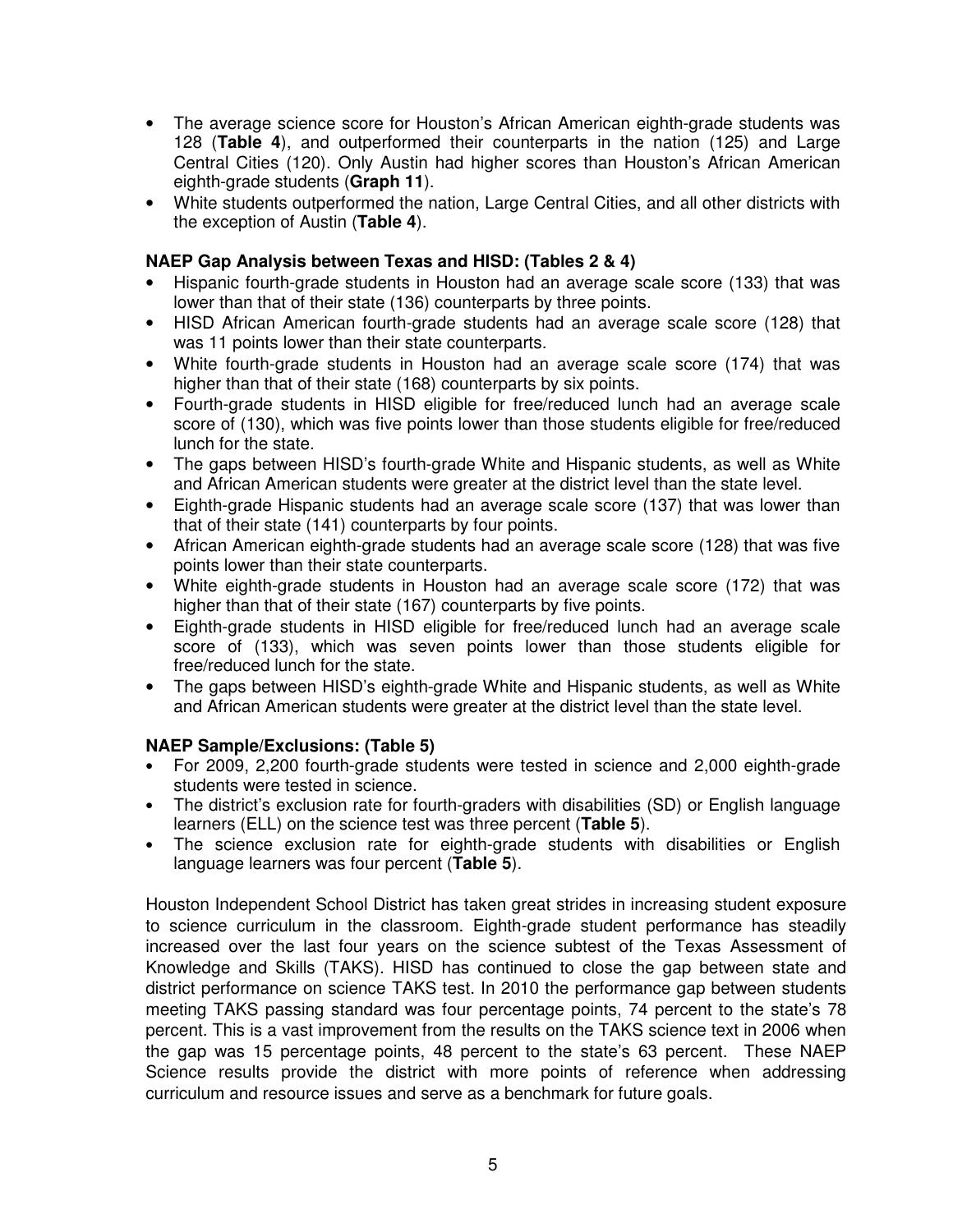- The average science score for Houston's African American eighth-grade students was 128 (**Table 4**), and outperformed their counterparts in the nation (125) and Large Central Cities (120). Only Austin had higher scores than Houston's African American eighth-grade students (**Graph 11**).
- White students outperformed the nation, Large Central Cities, and all other districts with the exception of Austin (**Table 4**).

**NAEP Gap Analysis between Texas and HISD: (Tables 2 & 4)**

- Hispanic fourth-grade students in Houston had an average scale score (133) that was lower than that of their state (136) counterparts by three points.
- HISD African American fourth-grade students had an average scale score (128) that was 11 points lower than their state counterparts.
- White fourth-grade students in Houston had an average scale score (174) that was higher than that of their state (168) counterparts by six points.
- Fourth-grade students in HISD eligible for free/reduced lunch had an average scale score of (130), which was five points lower than those students eligible for free/reduced lunch for the state.
- The gaps between HISD's fourth-grade White and Hispanic students, as well as White and African American students were greater at the district level than the state level.
- Eighth-grade Hispanic students had an average scale score (137) that was lower than that of their state (141) counterparts by four points.
- African American eighth-grade students had an average scale score (128) that was five points lower than their state counterparts.
- White eighth-grade students in Houston had an average scale score (172) that was higher than that of their state (167) counterparts by five points.
- Eighth-grade students in HISD eligible for free/reduced lunch had an average scale score of (133), which was seven points lower than those students eligible for free/reduced lunch for the state.
- The gaps between HISD's eighth-grade White and Hispanic students, as well as White and African American students were greater at the district level than the state level.

**NAEP Sample/Exclusions: (Table 5)**

- For 2009, 2,200 fourth-grade students were tested in science and 2,000 eighth-grade students were tested in science.
- The district's exclusion rate for fourth-graders with disabilities (SD) or English language learners (ELL) on the science test was three percent (**Table 5**).
- The science exclusion rate for eighth-grade students with disabilities or English language learners was four percent (**Table 5**).

Houston Independent School District has taken great strides in increasing student exposure to science curriculum in the classroom. Eighth-grade student performance has steadily increased over the last four years on the science subtest of the Texas Assessment of Knowledge and Skills (TAKS). HISD has continued to close the gap between state and district performance on science TAKS test. In 2010 the performance gap between students meeting TAKS passing standard was four percentage points, 74 percent to the state's 78 percent. This is a vast improvement from the results on the TAKS science text in 2006 when the gap was 15 percentage points, 48 percent to the state's 63 percent. These NAEP Science results provide the district with more points of reference when addressing curriculum and resource issues and serve as a benchmark for future goals.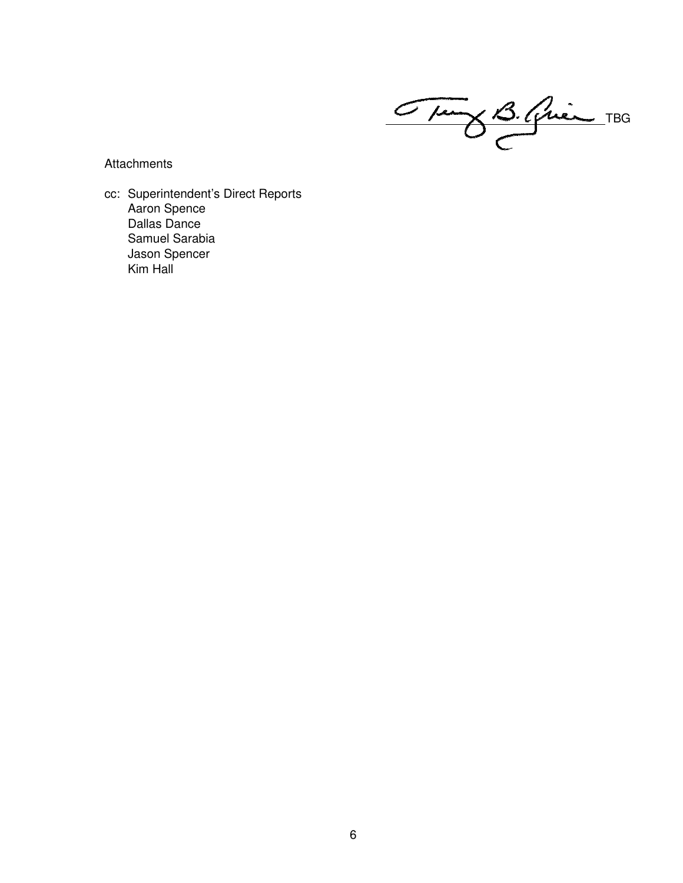TBG

Attachments

cc: Superintendent's Direct Reports
    Aaron Spence
    Dallas Dance
    Samuel Sarabia
    Jason Spencer
    Kim Hall